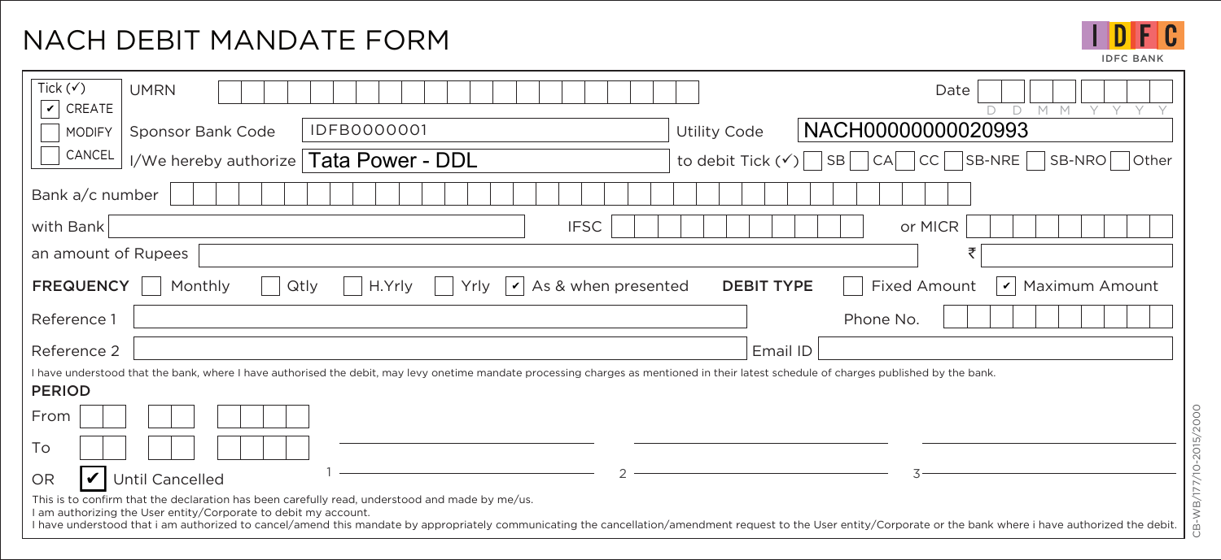# NACH DEBIT MANDATE FORM

IDFC BANK

| Tick (✓) | |
|---|---|
| ✔ CREATE | UMRN: |
| ☐ MODIFY | Sponsor Bank Code: IDFB0000001 |
| ☐ CANCEL | I/We hereby authorize: **Tata Power - DDL** |

Date: D D M M Y Y Y Y

Utility Code: NACH00000000020993

to debit Tick (✓) ☐ SB ☐ CA ☐ CC ☐ SB-NRE ☐ SB-NRO ☐ Other

Bank a/c number:

with Bank: IFSC: or MICR:

an amount of Rupees: ₹

**FREQUENCY** ☐ Monthly ☐ Qtly ☐ H.Yrly ☐ Yrly ✔ As & when presented **DEBIT TYPE** ☐ Fixed Amount ✔ Maximum Amount

Reference 1: Phone No.:

Reference 2: Email ID:

I have understood that the bank, where I have authorised the debit, may levy onetime mandate processing charges as mentioned in their latest schedule of charges published by the bank.

**PERIOD**

From:

To:

OR ✔ Until Cancelled

1 ______________________ 2 ______________________ 3 ______________________

This is to confirm that the declaration has been carefully read, understood and made by me/us.
I am authorizing the User entity/Corporate to debit my account.
I have understood that i am authorized to cancel/amend this mandate by appropriately communicating the cancellation/amendment request to the User entity/Corporate or the bank where i have authorized the debit.

CB-WB/177/10-2015/2000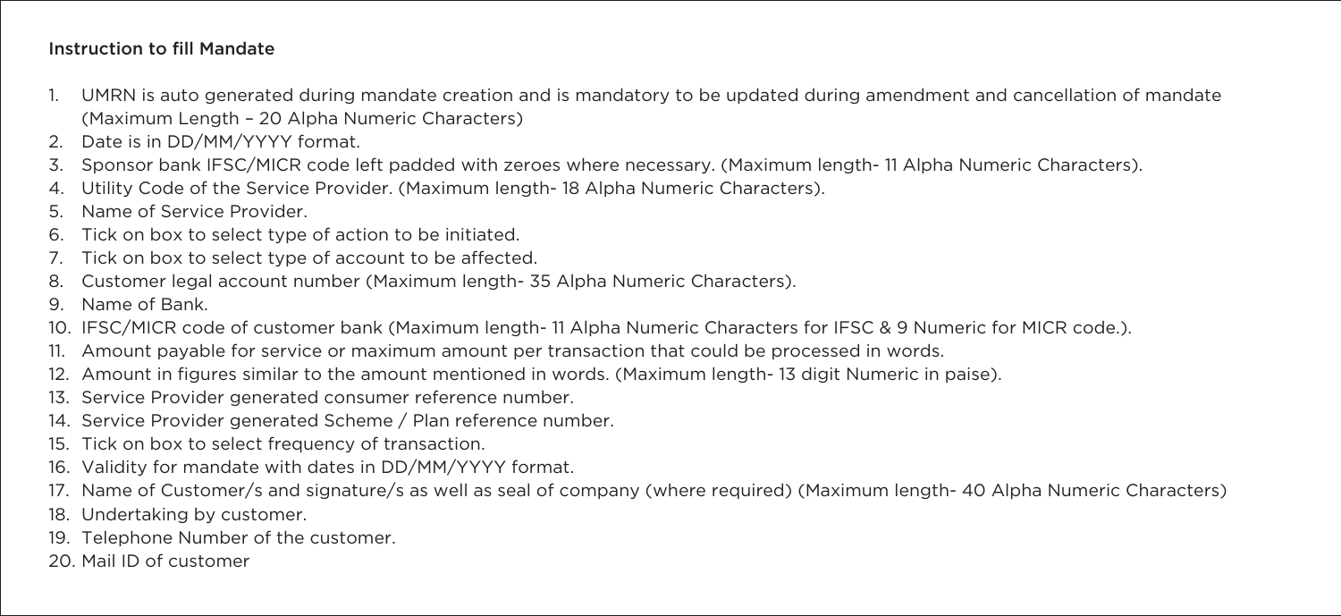### Instruction to fill Mandate

1. UMRN is auto generated during mandate creation and is mandatory to be updated during amendment and cancellation of mandate (Maximum Length – 20 Alpha Numeric Characters)
2. Date is in DD/MM/YYYY format.
3. Sponsor bank IFSC/MICR code left padded with zeroes where necessary. (Maximum length- 11 Alpha Numeric Characters).
4. Utility Code of the Service Provider. (Maximum length- 18 Alpha Numeric Characters).
5. Name of Service Provider.
6. Tick on box to select type of action to be initiated.
7. Tick on box to select type of account to be affected.
8. Customer legal account number (Maximum length- 35 Alpha Numeric Characters).
9. Name of Bank.
10. IFSC/MICR code of customer bank (Maximum length- 11 Alpha Numeric Characters for IFSC & 9 Numeric for MICR code.).
11. Amount payable for service or maximum amount per transaction that could be processed in words.
12. Amount in figures similar to the amount mentioned in words. (Maximum length- 13 digit Numeric in paise).
13. Service Provider generated consumer reference number.
14. Service Provider generated Scheme / Plan reference number.
15. Tick on box to select frequency of transaction.
16. Validity for mandate with dates in DD/MM/YYYY format.
17. Name of Customer/s and signature/s as well as seal of company (where required) (Maximum length- 40 Alpha Numeric Characters)
18. Undertaking by customer.
19. Telephone Number of the customer.
20. Mail ID of customer